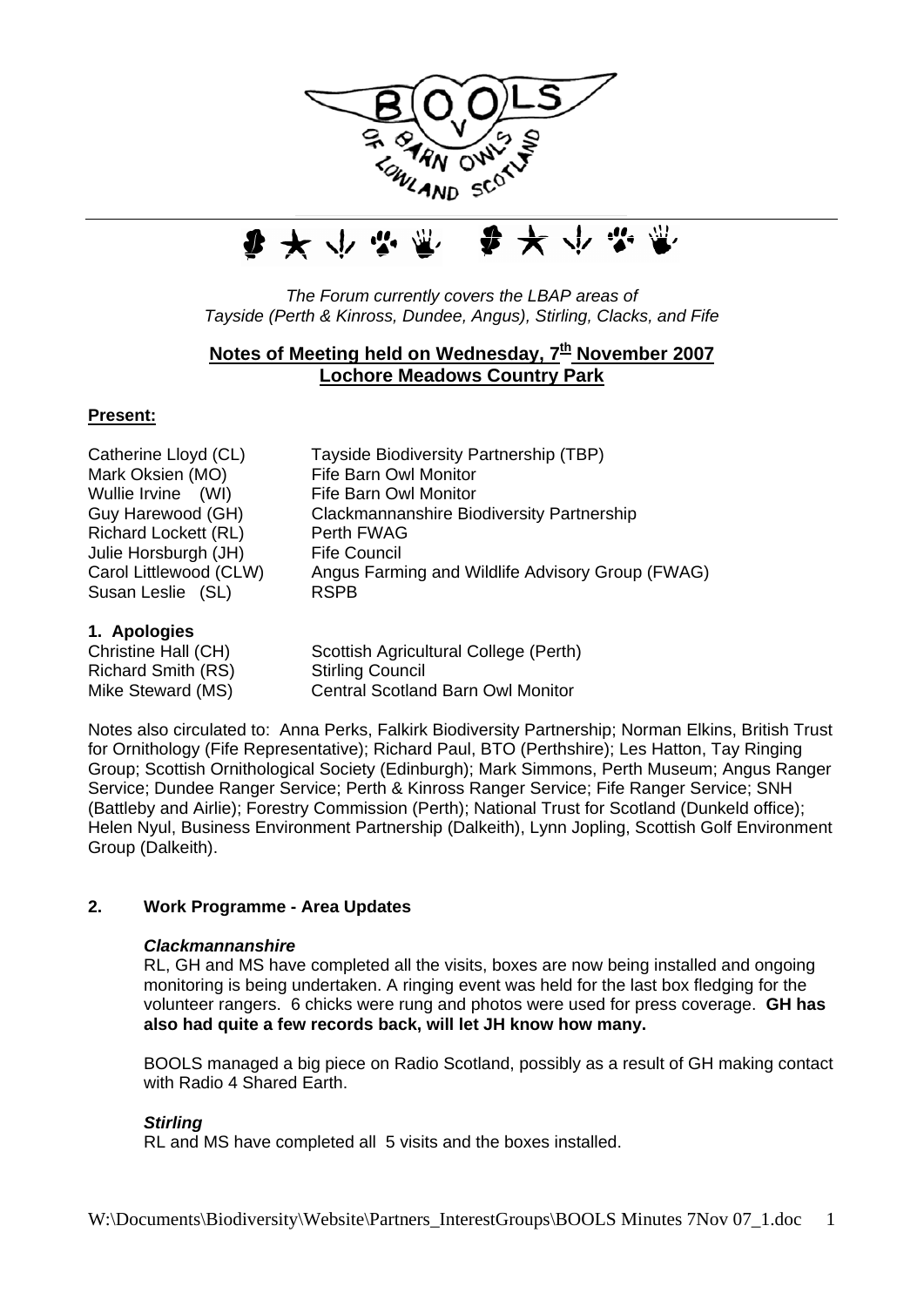*The Forum currently covers the LBAP areas of Tayside (Perth & Kinross, Dundee, Angus), Stirling, Clacks, and Fife*

## Notes of Meeting held on Wednesday, 7th November 2007
## Lochore Meadows Country Park

**Present:**

| | |
|---|---|
| Catherine Lloyd (CL) | Tayside Biodiversity Partnership (TBP) |
| Mark Oksien (MO) | Fife Barn Owl Monitor |
| Wullie Irvine (WI) | Fife Barn Owl Monitor |
| Guy Harewood (GH) | Clackmannanshire Biodiversity Partnership |
| Richard Lockett (RL) | Perth FWAG |
| Julie Horsburgh (JH) | Fife Council |
| Carol Littlewood (CLW) | Angus Farming and Wildlife Advisory Group (FWAG) |
| Susan Leslie (SL) | RSPB |

### 1. Apologies

| | |
|---|---|
| Christine Hall (CH) | Scottish Agricultural College (Perth) |
| Richard Smith (RS) | Stirling Council |
| Mike Steward (MS) | Central Scotland Barn Owl Monitor |

Notes also circulated to: Anna Perks, Falkirk Biodiversity Partnership; Norman Elkins, British Trust for Ornithology (Fife Representative); Richard Paul, BTO (Perthshire); Les Hatton, Tay Ringing Group; Scottish Ornithological Society (Edinburgh); Mark Simmons, Perth Museum; Angus Ranger Service; Dundee Ranger Service; Perth & Kinross Ranger Service; Fife Ranger Service; SNH (Battleby and Airlie); Forestry Commission (Perth); National Trust for Scotland (Dunkeld office); Helen Nyul, Business Environment Partnership (Dalkeith), Lynn Jopling, Scottish Golf Environment Group (Dalkeith).

### 2. Work Programme - Area Updates

***Clackmannanshire***

RL, GH and MS have completed all the visits, boxes are now being installed and ongoing monitoring is being undertaken. A ringing event was held for the last box fledging for the volunteer rangers. 6 chicks were rung and photos were used for press coverage. **GH has also had quite a few records back, will let JH know how many.**

BOOLS managed a big piece on Radio Scotland, possibly as a result of GH making contact with Radio 4 Shared Earth.

***Stirling***

RL and MS have completed all 5 visits and the boxes installed.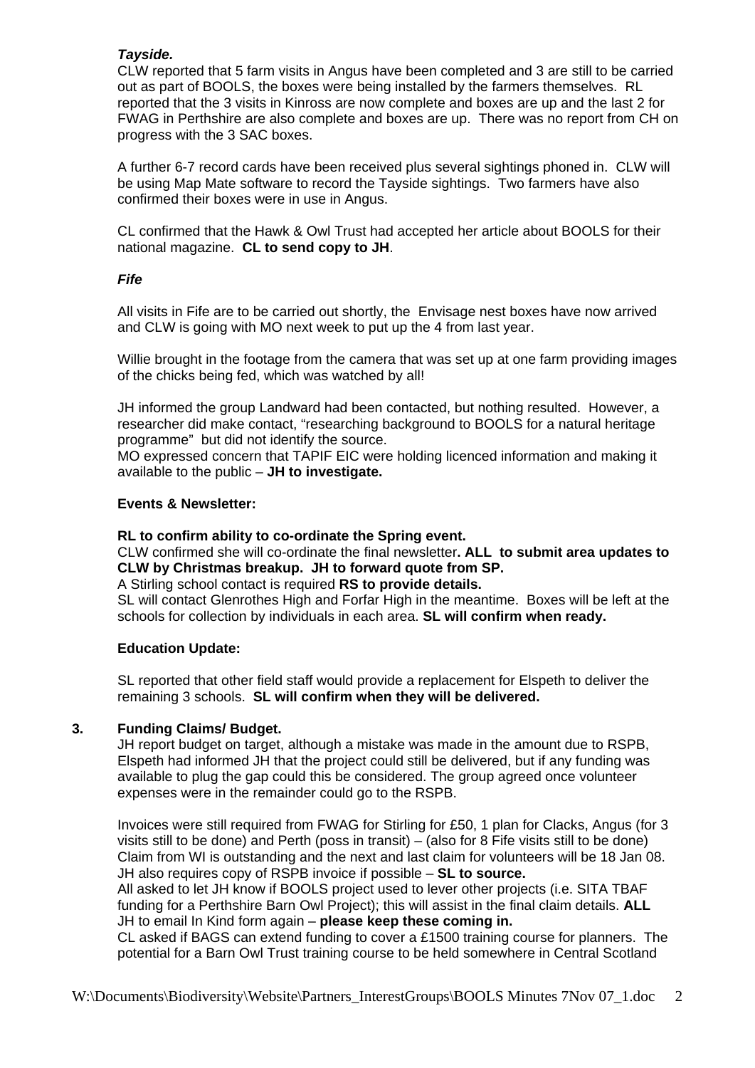***Tayside.***

CLW reported that 5 farm visits in Angus have been completed and 3 are still to be carried out as part of BOOLS, the boxes were being installed by the farmers themselves. RL reported that the 3 visits in Kinross are now complete and boxes are up and the last 2 for FWAG in Perthshire are also complete and boxes are up. There was no report from CH on progress with the 3 SAC boxes.

A further 6-7 record cards have been received plus several sightings phoned in. CLW will be using Map Mate software to record the Tayside sightings. Two farmers have also confirmed their boxes were in use in Angus.

CL confirmed that the Hawk & Owl Trust had accepted her article about BOOLS for their national magazine. **CL to send copy to JH**.

***Fife***

All visits in Fife are to be carried out shortly, the Envisage nest boxes have now arrived and CLW is going with MO next week to put up the 4 from last year.

Willie brought in the footage from the camera that was set up at one farm providing images of the chicks being fed, which was watched by all!

JH informed the group Landward had been contacted, but nothing resulted. However, a researcher did make contact, "researching background to BOOLS for a natural heritage programme" but did not identify the source.
MO expressed concern that TAPIF EIC were holding licenced information and making it available to the public – **JH to investigate.**

**Events & Newsletter:**

**RL to confirm ability to co-ordinate the Spring event.**
CLW confirmed she will co-ordinate the final newsletter**. ALL to submit area updates to CLW by Christmas breakup. JH to forward quote from SP.**
A Stirling school contact is required **RS to provide details.**
SL will contact Glenrothes High and Forfar High in the meantime. Boxes will be left at the schools for collection by individuals in each area. **SL will confirm when ready.**

**Education Update:**

SL reported that other field staff would provide a replacement for Elspeth to deliver the remaining 3 schools. **SL will confirm when they will be delivered.**

## 3. Funding Claims/ Budget.

JH report budget on target, although a mistake was made in the amount due to RSPB, Elspeth had informed JH that the project could still be delivered, but if any funding was available to plug the gap could this be considered. The group agreed once volunteer expenses were in the remainder could go to the RSPB.

Invoices were still required from FWAG for Stirling for £50, 1 plan for Clacks, Angus (for 3 visits still to be done) and Perth (poss in transit) – (also for 8 Fife visits still to be done) Claim from WI is outstanding and the next and last claim for volunteers will be 18 Jan 08. JH also requires copy of RSPB invoice if possible – **SL to source.**
All asked to let JH know if BOOLS project used to lever other projects (i.e. SITA TBAF funding for a Perthshire Barn Owl Project); this will assist in the final claim details. **ALL**
JH to email In Kind form again – **please keep these coming in.**
CL asked if BAGS can extend funding to cover a £1500 training course for planners. The potential for a Barn Owl Trust training course to be held somewhere in Central Scotland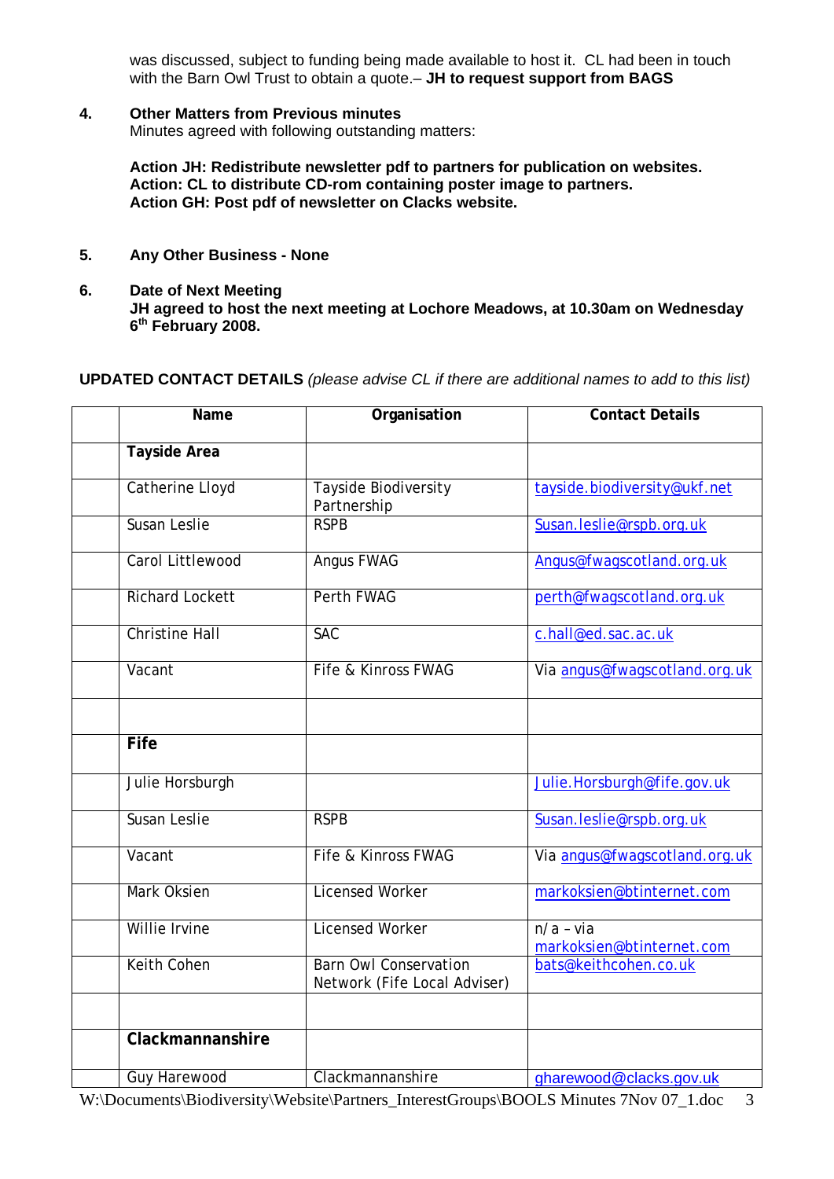was discussed, subject to funding being made available to host it. CL had been in touch with the Barn Owl Trust to obtain a quote.– **JH to request support from BAGS**

**4. Other Matters from Previous minutes**

Minutes agreed with following outstanding matters:

**Action JH: Redistribute newsletter pdf to partners for publication on websites.**
**Action: CL to distribute CD-rom containing poster image to partners.**
**Action GH: Post pdf of newsletter on Clacks website.**

**5. Any Other Business - None**

**6. Date of Next Meeting**

**JH agreed to host the next meeting at Lochore Meadows, at 10.30am on Wednesday 6th February 2008.**

**UPDATED CONTACT DETAILS** *(please advise CL if there are additional names to add to this list)*

| | Name | Organisation | Contact Details |
|---|---|---|---|
| | **Tayside Area** | | |
| | Catherine Lloyd | Tayside Biodiversity Partnership | tayside.biodiversity@ukf.net |
| | Susan Leslie | RSPB | Susan.leslie@rspb.org.uk |
| | Carol Littlewood | Angus FWAG | Angus@fwagscotland.org.uk |
| | Richard Lockett | Perth FWAG | perth@fwagscotland.org.uk |
| | Christine Hall | SAC | c.hall@ed.sac.ac.uk |
| | Vacant | Fife & Kinross FWAG | Via angus@fwagscotland.org.uk |
| | | | |
| | **Fife** | | |
| | Julie Horsburgh | | Julie.Horsburgh@fife.gov.uk |
| | Susan Leslie | RSPB | Susan.leslie@rspb.org.uk |
| | Vacant | Fife & Kinross FWAG | Via angus@fwagscotland.org.uk |
| | Mark Oksien | Licensed Worker | markoksien@btinternet.com |
| | Willie Irvine | Licensed Worker | n/a – via markoksien@btinternet.com |
| | Keith Cohen | Barn Owl Conservation Network (Fife Local Adviser) | bats@keithcohen.co.uk |
| | | | |
| | **Clackmannanshire** | | |
| | Guy Harewood | Clackmannanshire | gharewood@clacks.gov.uk |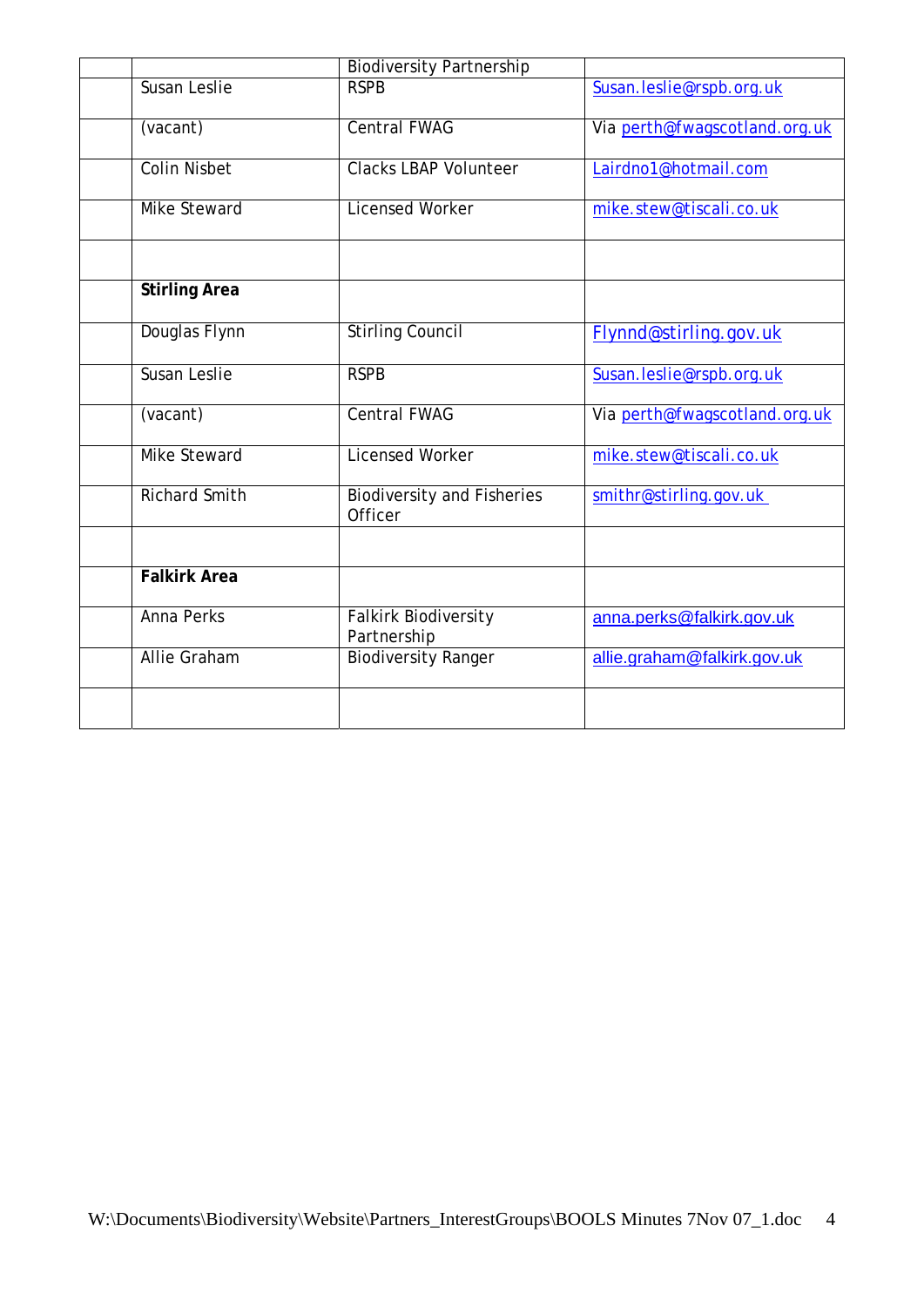| | | | |
|---|---|---|---|
| | | Biodiversity Partnership | |
| | Susan Leslie | RSPB | Susan.leslie@rspb.org.uk |
| | (vacant) | Central FWAG | Via perth@fwagscotland.org.uk |
| | Colin Nisbet | Clacks LBAP Volunteer | Lairdno1@hotmail.com |
| | Mike Steward | Licensed Worker | mike.stew@tiscali.co.uk |
| | | | |
| | **Stirling Area** | | |
| | Douglas Flynn | Stirling Council | Flynnd@stirling.gov.uk |
| | Susan Leslie | RSPB | Susan.leslie@rspb.org.uk |
| | (vacant) | Central FWAG | Via perth@fwagscotland.org.uk |
| | Mike Steward | Licensed Worker | mike.stew@tiscali.co.uk |
| | Richard Smith | Biodiversity and Fisheries Officer | smithr@stirling.gov.uk |
| | | | |
| | **Falkirk Area** | | |
| | Anna Perks | Falkirk Biodiversity Partnership | anna.perks@falkirk.gov.uk |
| | Allie Graham | Biodiversity Ranger | allie.graham@falkirk.gov.uk |
| | | | |

W:\Documents\Biodiversity\Website\Partners_InterestGroups\BOOLS Minutes 7Nov 07_1.doc